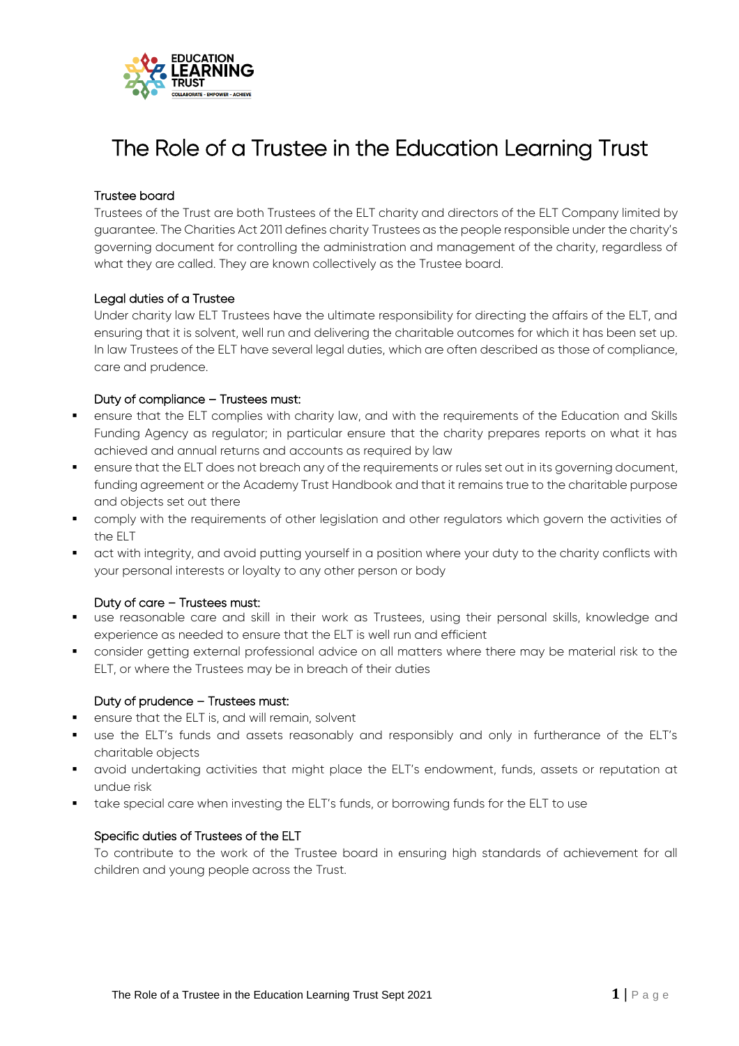# The Role of a Trustee in the Education Learning Trust

## Trustee board

Trustees of the Trust are both Trustees of the ELT charity and directors of the ELT Company limited by guarantee. The Charities Act 2011 defines charity Trustees as the people responsible under the charity's governing document for controlling the administration and management of the charity, regardless of what they are called. They are known collectively as the Trustee board.

## Legal duties of a Trustee

Under charity law ELT Trustees have the ultimate responsibility for directing the affairs of the ELT, and ensuring that it is solvent, well run and delivering the charitable outcomes for which it has been set up. In law Trustees of the ELT have several legal duties, which are often described as those of compliance, care and prudence.

### Duty of compliance – Trustees must:

- ensure that the ELT complies with charity law, and with the requirements of the Education and Skills Funding Agency as regulator; in particular ensure that the charity prepares reports on what it has achieved and annual returns and accounts as required by law
- ensure that the ELT does not breach any of the requirements or rules set out in its governing document, funding agreement or the Academy Trust Handbook and that it remains true to the charitable purpose and objects set out there
- comply with the requirements of other legislation and other regulators which govern the activities of the ELT
- act with integrity, and avoid putting yourself in a position where your duty to the charity conflicts with your personal interests or loyalty to any other person or body

### Duty of care – Trustees must:

- use reasonable care and skill in their work as Trustees, using their personal skills, knowledge and experience as needed to ensure that the ELT is well run and efficient
- consider getting external professional advice on all matters where there may be material risk to the ELT, or where the Trustees may be in breach of their duties

### Duty of prudence – Trustees must:

- ensure that the ELT is, and will remain, solvent
- use the ELT's funds and assets reasonably and responsibly and only in furtherance of the ELT's charitable objects
- avoid undertaking activities that might place the ELT's endowment, funds, assets or reputation at undue risk
- take special care when investing the ELT's funds, or borrowing funds for the ELT to use

## Specific duties of Trustees of the ELT

To contribute to the work of the Trustee board in ensuring high standards of achievement for all children and young people across the Trust.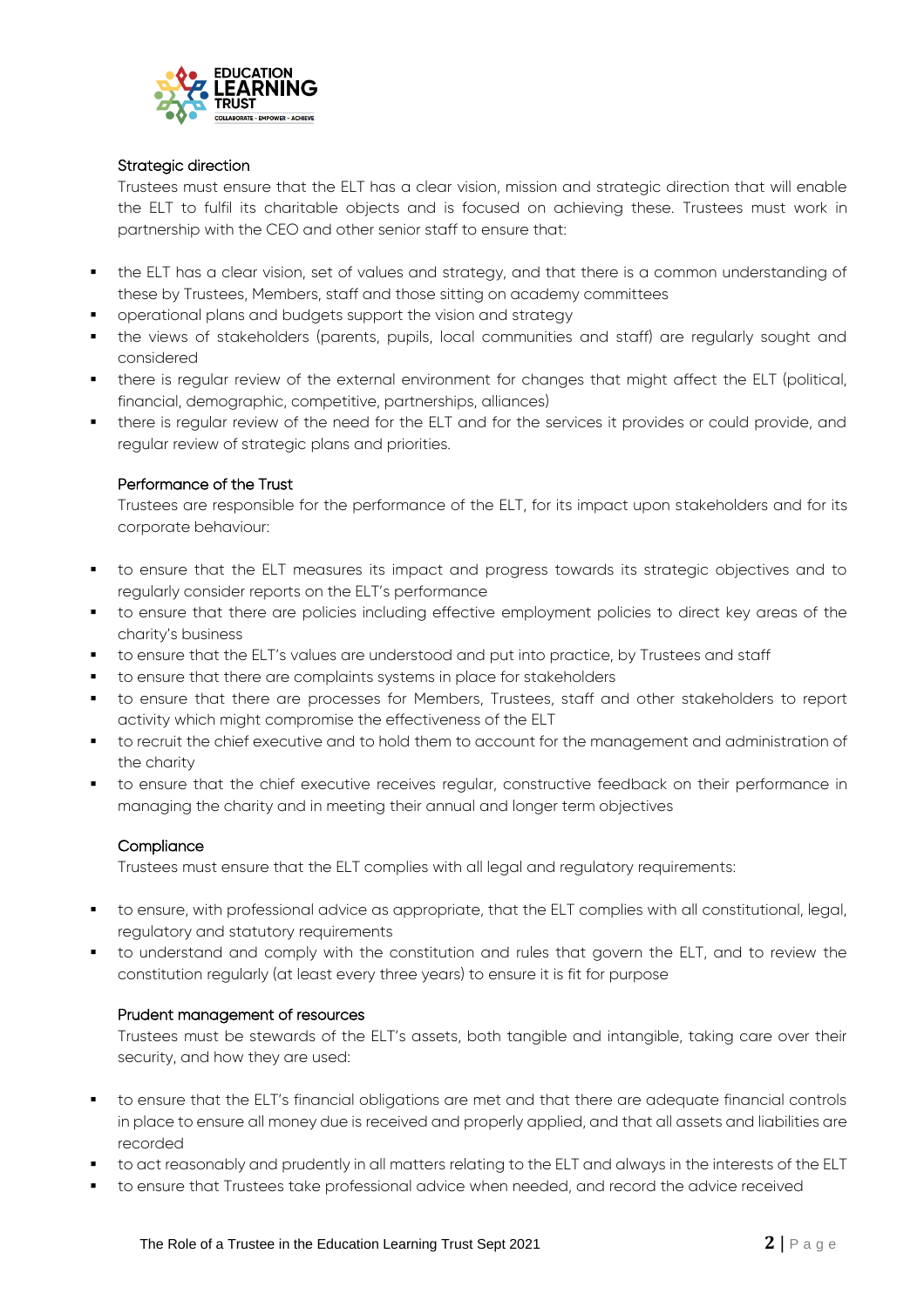### Strategic direction

Trustees must ensure that the ELT has a clear vision, mission and strategic direction that will enable the ELT to fulfil its charitable objects and is focused on achieving these. Trustees must work in partnership with the CEO and other senior staff to ensure that:

- the ELT has a clear vision, set of values and strategy, and that there is a common understanding of these by Trustees, Members, staff and those sitting on academy committees
- operational plans and budgets support the vision and strategy
- the views of stakeholders (parents, pupils, local communities and staff) are regularly sought and considered
- there is regular review of the external environment for changes that might affect the ELT (political, financial, demographic, competitive, partnerships, alliances)
- there is regular review of the need for the ELT and for the services it provides or could provide, and regular review of strategic plans and priorities.

### Performance of the Trust

Trustees are responsible for the performance of the ELT, for its impact upon stakeholders and for its corporate behaviour:

- to ensure that the ELT measures its impact and progress towards its strategic objectives and to regularly consider reports on the ELT's performance
- to ensure that there are policies including effective employment policies to direct key areas of the charity's business
- to ensure that the ELT's values are understood and put into practice, by Trustees and staff
- to ensure that there are complaints systems in place for stakeholders
- to ensure that there are processes for Members, Trustees, staff and other stakeholders to report activity which might compromise the effectiveness of the ELT
- to recruit the chief executive and to hold them to account for the management and administration of the charity
- to ensure that the chief executive receives regular, constructive feedback on their performance in managing the charity and in meeting their annual and longer term objectives

### Compliance

Trustees must ensure that the ELT complies with all legal and regulatory requirements:

- to ensure, with professional advice as appropriate, that the ELT complies with all constitutional, legal, regulatory and statutory requirements
- to understand and comply with the constitution and rules that govern the ELT, and to review the constitution regularly (at least every three years) to ensure it is fit for purpose

### Prudent management of resources

Trustees must be stewards of the ELT's assets, both tangible and intangible, taking care over their security, and how they are used:

- to ensure that the ELT's financial obligations are met and that there are adequate financial controls in place to ensure all money due is received and properly applied, and that all assets and liabilities are recorded
- to act reasonably and prudently in all matters relating to the ELT and always in the interests of the ELT
- to ensure that Trustees take professional advice when needed, and record the advice received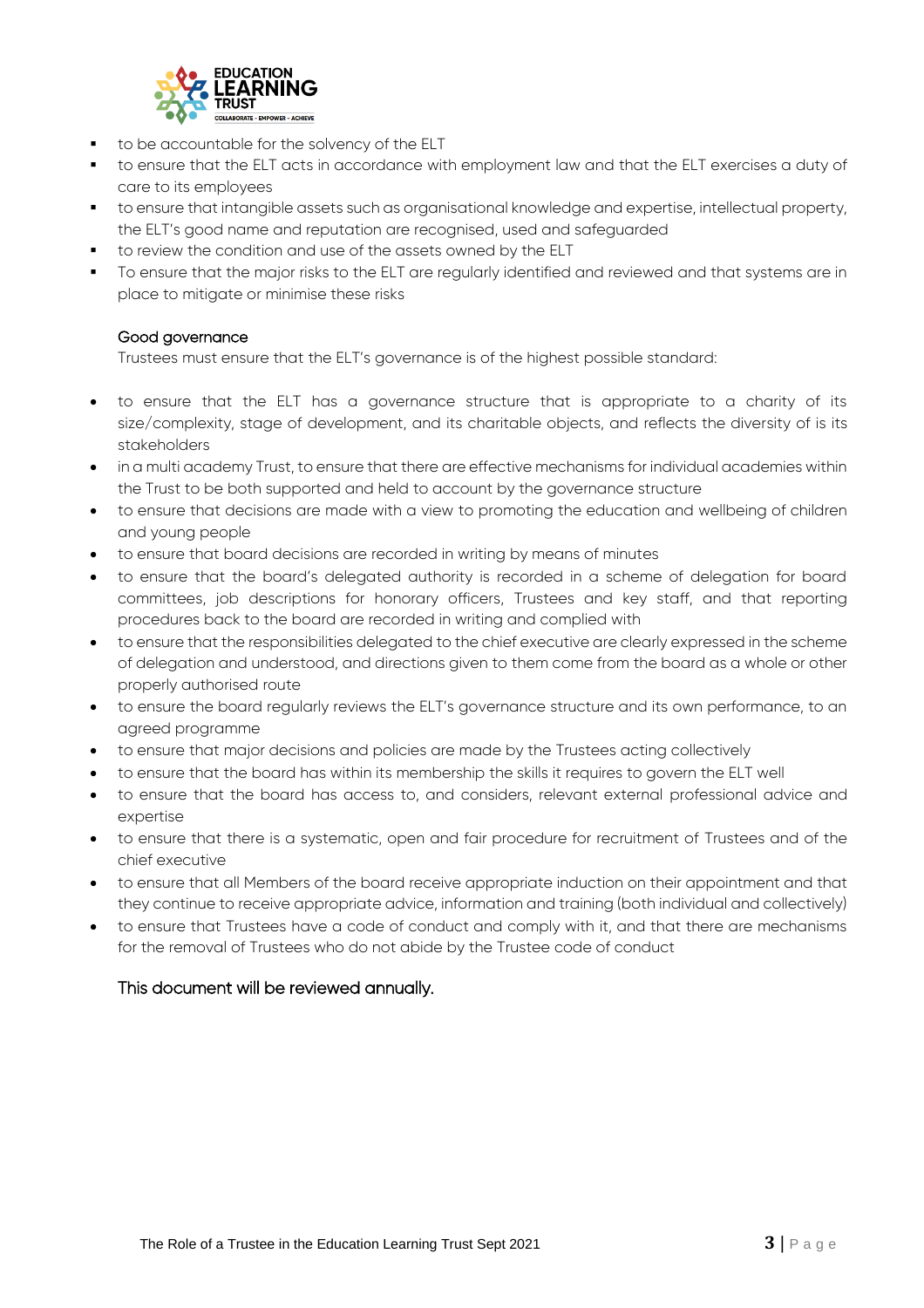- to be accountable for the solvency of the ELT
- to ensure that the ELT acts in accordance with employment law and that the ELT exercises a duty of care to its employees
- to ensure that intangible assets such as organisational knowledge and expertise, intellectual property, the ELT's good name and reputation are recognised, used and safeguarded
- to review the condition and use of the assets owned by the ELT
- To ensure that the major risks to the ELT are regularly identified and reviewed and that systems are in place to mitigate or minimise these risks

### Good governance

Trustees must ensure that the ELT's governance is of the highest possible standard:

- to ensure that the ELT has a governance structure that is appropriate to a charity of its size/complexity, stage of development, and its charitable objects, and reflects the diversity of is its stakeholders
- in a multi academy Trust, to ensure that there are effective mechanisms for individual academies within the Trust to be both supported and held to account by the governance structure
- to ensure that decisions are made with a view to promoting the education and wellbeing of children and young people
- to ensure that board decisions are recorded in writing by means of minutes
- to ensure that the board's delegated authority is recorded in a scheme of delegation for board committees, job descriptions for honorary officers, Trustees and key staff, and that reporting procedures back to the board are recorded in writing and complied with
- to ensure that the responsibilities delegated to the chief executive are clearly expressed in the scheme of delegation and understood, and directions given to them come from the board as a whole or other properly authorised route
- to ensure the board regularly reviews the ELT's governance structure and its own performance, to an agreed programme
- to ensure that major decisions and policies are made by the Trustees acting collectively
- to ensure that the board has within its membership the skills it requires to govern the ELT well
- to ensure that the board has access to, and considers, relevant external professional advice and expertise
- to ensure that there is a systematic, open and fair procedure for recruitment of Trustees and of the chief executive
- to ensure that all Members of the board receive appropriate induction on their appointment and that they continue to receive appropriate advice, information and training (both individual and collectively)
- to ensure that Trustees have a code of conduct and comply with it, and that there are mechanisms for the removal of Trustees who do not abide by the Trustee code of conduct

This document will be reviewed annually.